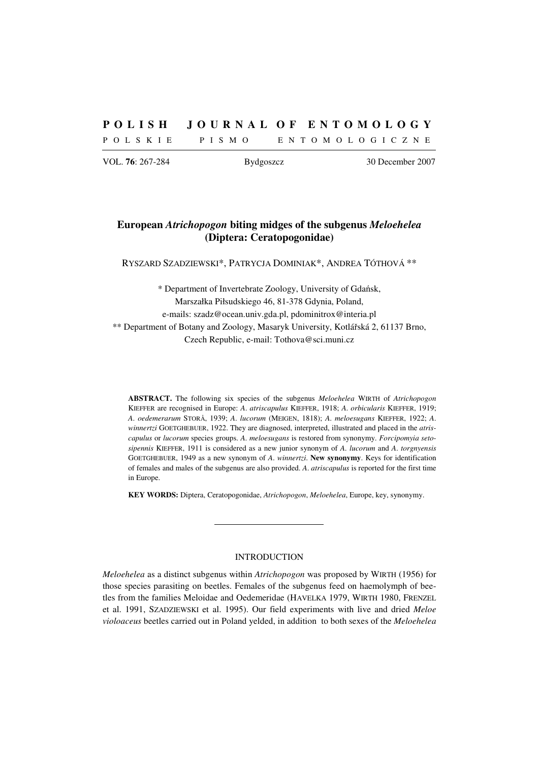# POLISH JOURNAL OF ENTOMOLOGY

POLSKIE PISMO ENTOMOLOGICZNE

VOL. **76**: 267-284 Bydgoszcz 30 December 2007

## European *Atrichopogon* biting midges of the subgenus *Meloehelea* (Diptera: Ceratopogonidae)

RYSZARD SZADZIEWSKI*, PATRYCJA DOMINIAK*, ANDREA TÓTHOVÁ **

\* Department of Invertebrate Zoology, University of Gdańsk, Marszałka Piłsudskiego 46, 81-378 Gdynia, Poland, e-mails: szadz@ocean.univ.gda.pl, pdominitrox@interia.pl

\*\* Department of Botany and Zoology, Masaryk University, Kotlářská 2, 61137 Brno, Czech Republic, e-mail: Tothova@sci.muni.cz

**ABSTRACT.** The following six species of the subgenus *Meloehelea* WIRTH of *Atrichopogon* KIEFFER are recognised in Europe: *A. atriscapulus* KIEFFER, 1918; *A. orbicularis* KIEFFER, 1919; *A. oedemerarum* STORÅ, 1939; *A. lucorum* (MEIGEN, 1818); *A. meloesugans* KIEFFER, 1922; *A. winnertzi* GOETGHEBUER, 1922. They are diagnosed, interpreted, illustrated and placed in the *atriscapulus* or *lucorum* species groups. *A. meloesugans* is restored from synonymy. *Forcipomyia setosipennis* KIEFFER, 1911 is considered as a new junior synonym of *A. lucorum* and *A. torgnyensis* GOETGHEBUER, 1949 as a new synonym of *A. winnertzi*. **New synonymy**. Keys for identification of females and males of the subgenus are also provided. *A. atriscapulus* is reported for the first time in Europe.

**KEY WORDS:** Diptera, Ceratopogonidae, *Atrichopogon*, *Meloehelea*, Europe, key, synonymy.

---

## INTRODUCTION

*Meloehelea* as a distinct subgenus within *Atrichopogon* was proposed by WIRTH (1956) for those species parasiting on beetles. Females of the subgenus feed on haemolymph of beetles from the families Meloidae and Oedemeridae (HAVELKA 1979, WIRTH 1980, FRENZEL et al. 1991, SZADZIEWSKI et al. 1995). Our field experiments with live and dried *Meloe violoaceus* beetles carried out in Poland yelded, in addition to both sexes of the *Meloehelea*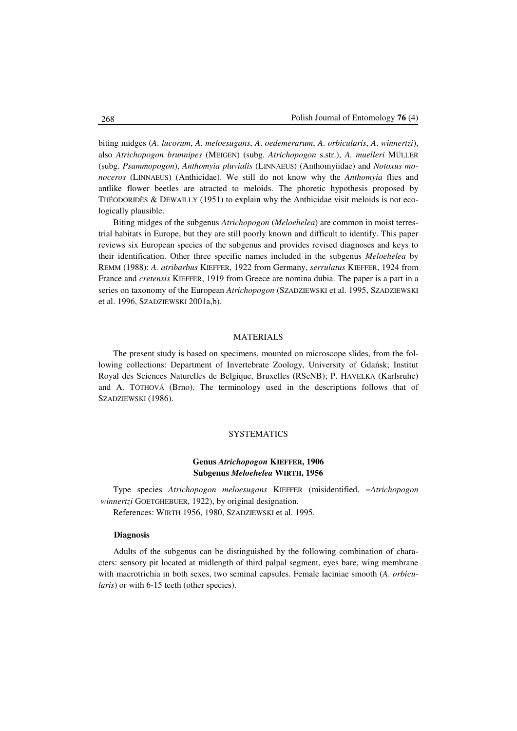biting midges (*A. lucorum*, *A. meloesugans*, *A. oedemerarum*, *A. orbicularis*, *A. winnertzi*), also *Atrichopogon brunnipes* (MEIGEN) (subg. *Atrichopogon* s.str.), *A. muelleri* MÜLLER (subg. *Psammopogon*), *Anthomyia pluvialis* (LINNAEUS) (Anthomyiidae) and *Notoxus monoceros* (LINNAEUS) (Anthicidae). We still do not know why the *Anthomyia* flies and antlike flower beetles are atracted to meloids. The phoretic hypothesis proposed by THÉODORIDÈS & DEWAILLY (1951) to explain why the Anthicidae visit meloids is not ecologically plausible.

Biting midges of the subgenus *Atrichopogon* (*Meloehelea*) are common in moist terrestrial habitats in Europe, but they are still poorly known and difficult to identify. This paper reviews six European species of the subgenus and provides revised diagnoses and keys to their identification. Other three specific names included in the subgenus *Meloehelea* by REMM (1988): *A. atribarbus* KIEFFER, 1922 from Germany, *serrulatus* KIEFFER, 1924 from France and *cretensis* KIEFFER, 1919 from Greece are nomina dubia. The paper is a part in a series on taxonomy of the European *Atrichopogon* (SZADZIEWSKI et al. 1995, SZADZIEWSKI et al. 1996, SZADZIEWSKI 2001a,b).

## MATERIALS

The present study is based on specimens, mounted on microscope slides, from the following collections: Department of Invertebrate Zoology, University of Gdańsk; Institut Royal des Sciences Naturelles de Belgique, Bruxelles (RScNB); P. HAVELKA (Karlsruhe) and A. TÓTHOVÁ (Brno). The terminology used in the descriptions follows that of SZADZIEWSKI (1986).

## SYSTEMATICS

### Genus *Atrichopogon* KIEFFER, 1906
### Subgenus *Meloehelea* WIRTH, 1956

Type species *Atrichopogon meloesugans* KIEFFER (misidentified, =*Atrichopogon winnertzi* GOETGHEBUER, 1922), by original designation.

References: WIRTH 1956, 1980, SZADZIEWSKI et al. 1995.

#### Diagnosis

Adults of the subgenus can be distinguished by the following combination of characters: sensory pit located at midlength of third palpal segment, eyes bare, wing membrane with macrotrichia in both sexes, two seminal capsules. Female laciniae smooth (*A. orbicularis*) or with 6-15 teeth (other species).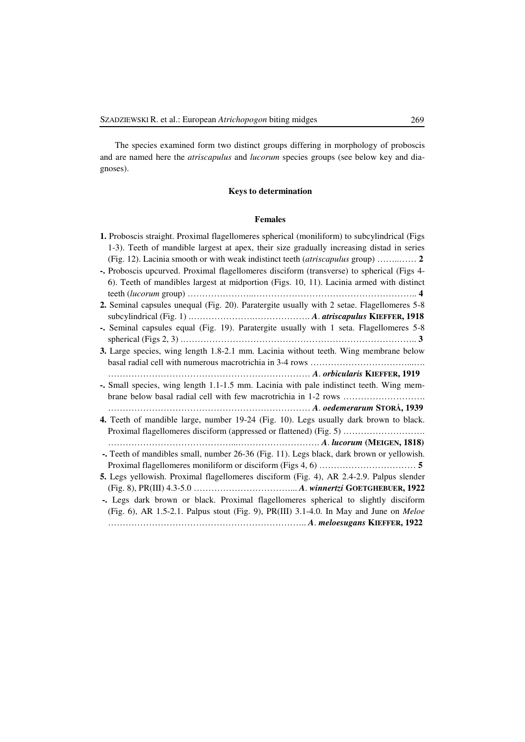The species examined form two distinct groups differing in morphology of proboscis and are named here the *atriscapulus* and *lucorum* species groups (see below key and diagnoses).

## Keys to determination

### Females

**1.** Proboscis straight. Proximal flagellomeres spherical (moniliform) to subcylindrical (Figs 1-3). Teeth of mandible largest at apex, their size gradually increasing distad in series (Fig. 12). Lacinia smooth or with weak indistinct teeth (*atriscapulus* group) …….…… **2**

**-.** Proboscis upcurved. Proximal flagellomeres disciform (transverse) to spherical (Figs 4-6). Teeth of mandibles largest at midportion (Figs. 10, 11). Lacinia armed with distinct teeth (*lucorum* group) …………………..……………………………………………….. **4**

**2.** Seminal capsules unequal (Fig. 20). Paratergite usually with 2 setae. Flagellomeres 5-8 subcylindrical (Fig. 1) …………………….………………. ***A*. *atriscapulus* KIEFFER, 1918**

**-.** Seminal capsules equal (Fig. 19). Paratergite usually with 1 seta. Flagellomeres 5-8 spherical (Figs 2, 3) .…………………………………………………………………….. **3**

**3.** Large species, wing length 1.8-2.1 mm. Lacinia without teeth. Wing membrane below basal radial cell with numerous macrotrichia in 3-4 rows ………………………………...…. …………………………………………………………… ***A*. *orbicularis* KIEFFER, 1919**

**-.** Small species, wing length 1.1-1.5 mm. Lacinia with pale indistinct teeth. Wing membrane below basal radial cell with few macrotrichia in 1-2 rows ………………………. …………………………………………………………… ***A*. *oedemerarum* STORÅ, 1939**

**4.** Teeth of mandible large, number 19-24 (Fig. 10). Legs usually dark brown to black. Proximal flagellomeres disciform (appressed or flattened) (Fig. 5) ………………………. ……………………………………...………………………. ***A*. *lucorum* (MEIGEN, 1818)**

**-.** Teeth of mandibles small, number 26-36 (Fig. 11). Legs black, dark brown or yellowish. Proximal flagellomeres moniliform or disciform (Figs 4, 6) …………………………… **5**

**5.** Legs yellowish. Proximal flagellomeres disciform (Fig. 4), AR 2.4-2.9. Palpus slender (Fig. 8), PR(III) 4.3-5.0 ……………………………... ***A*. *winnertzi* GOETGHEBUER, 1922**

**-.** Legs dark brown or black. Proximal flagellomeres spherical to slightly disciform (Fig. 6), AR 1.5-2.1. Palpus stout (Fig. 9), PR(III) 3.1-4.0. In May and June on *Meloe* ………………………………………………………….. ***A*. *meloesugans* KIEFFER, 1922**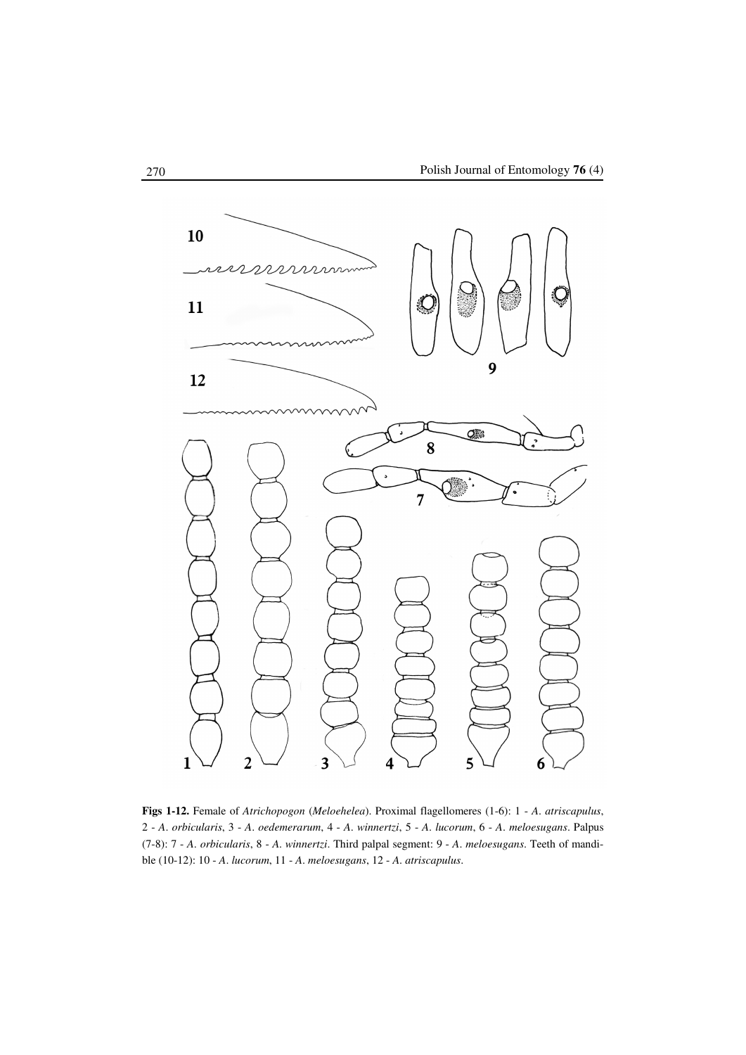**Figs 1-12.** Female of *Atrichopogon* (*Meloehelea*). Proximal flagellomeres (1-6): 1 - *A. atriscapulus*, 2 - *A. orbicularis*, 3 - *A. oedemerarum*, 4 - *A. winnertzi*, 5 - *A. lucorum*, 6 - *A. meloesugans*. Palpus (7-8): 7 - *A. orbicularis*, 8 - *A. winnertzi*. Third palpal segment: 9 - *A. meloesugans*. Teeth of mandible (10-12): 10 - *A. lucorum*, 11 - *A. meloesugans*, 12 - *A. atriscapulus*.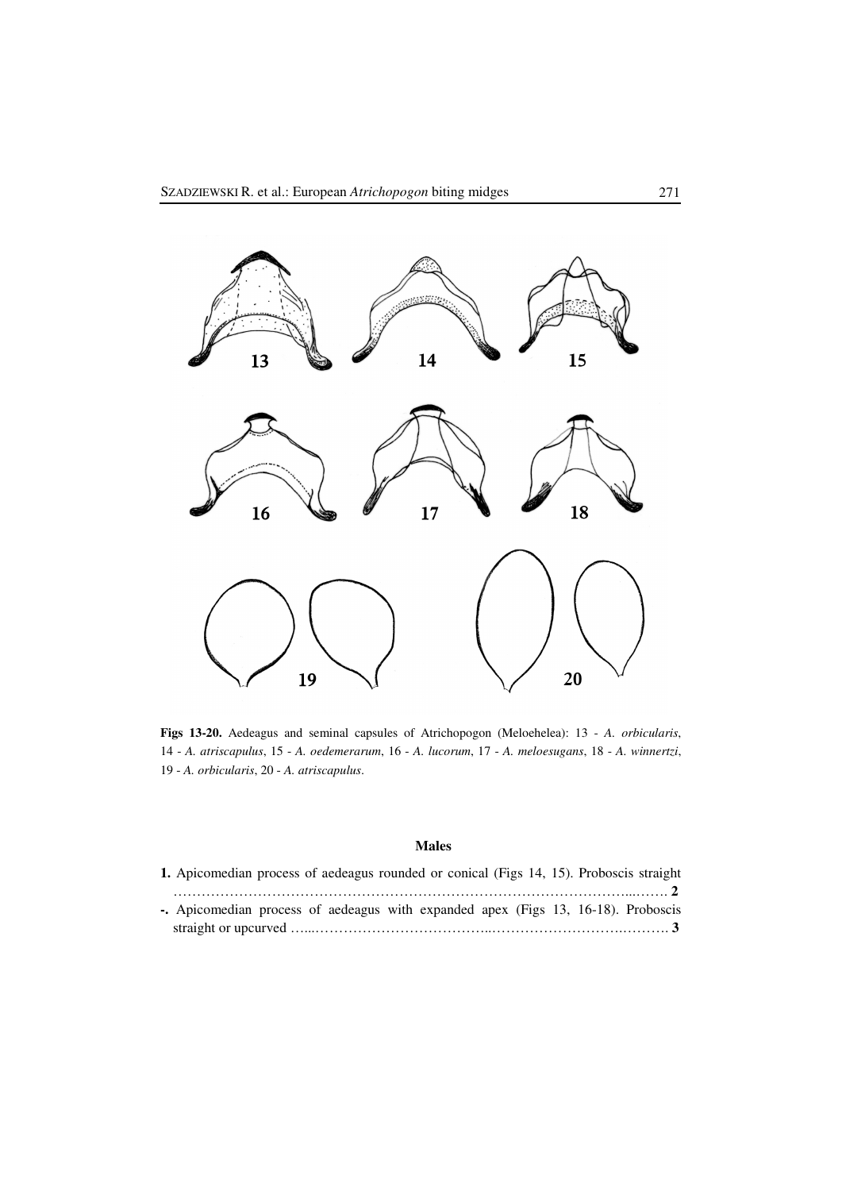**Figs 13-20.** Aedeagus and seminal capsules of Atrichopogon (Meloehelea): 13 - *A. orbicularis*, 14 - *A. atriscapulus*, 15 - *A. oedemerarum*, 16 - *A. lucorum*, 17 - *A. meloesugans*, 18 - *A. winnertzi*, 19 - *A. orbicularis*, 20 - *A. atriscapulus*.

### Males

**1.** Apicomedian process of aedeagus rounded or conical (Figs 14, 15). Proboscis straight ……………………………………………………………………………………….……. **2**

**-.** Apicomedian process of aedeagus with expanded apex (Figs 13, 16-18). Proboscis straight or upcurved …...………………………………..……………………….………. **3**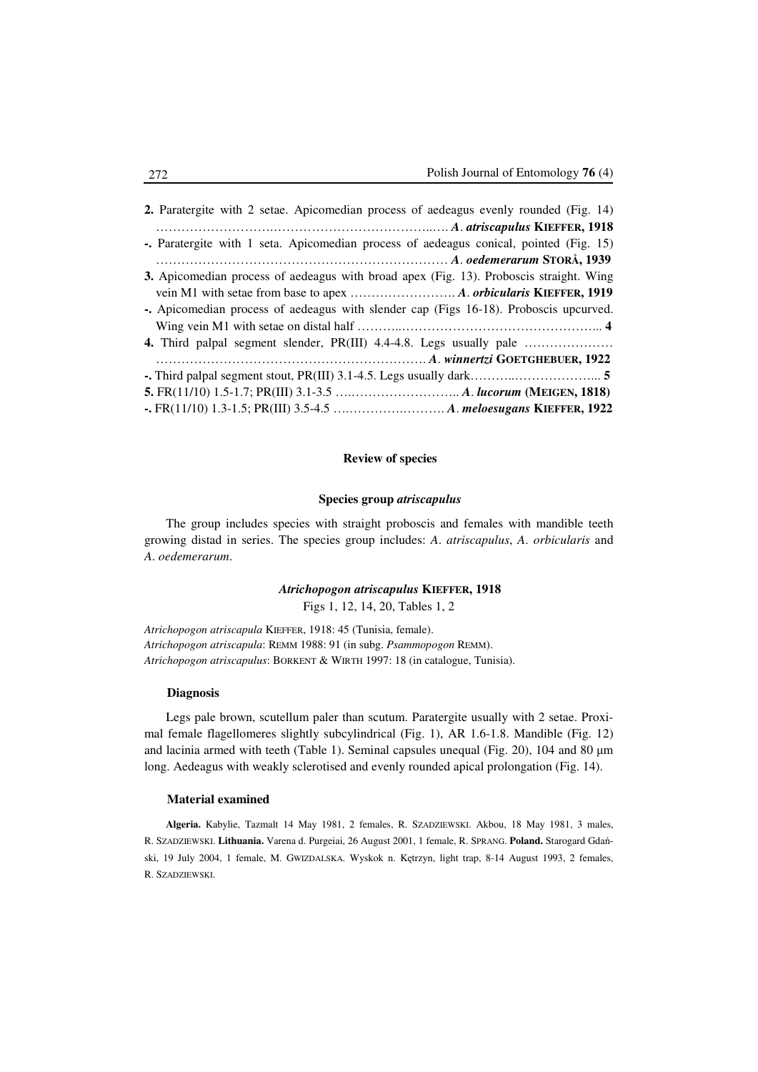**2.** Paratergite with 2 setae. Apicomedian process of aedeagus evenly rounded (Fig. 14) ……………………………………………………………… *A*. *atriscapulus* **KIEFFER, 1918**

**-.** Paratergite with 1 seta. Apicomedian process of aedeagus conical, pointed (Fig. 15) ……………………………………………………………… *A*. *oedemerarum* **STORÅ, 1939**

**3.** Apicomedian process of aedeagus with broad apex (Fig. 13). Proboscis straight. Wing vein M1 with setae from base to apex ……………………… *A*. *orbicularis* **KIEFFER, 1919**

**-.** Apicomedian process of aedeagus with slender cap (Figs 16-18). Proboscis upcurved. Wing vein M1 with setae on distal half ……………………………………………………… **4**

**4.** Third palpal segment slender, PR(III) 4.4-4.8. Legs usually pale ……………………………………………………………… *A*. *winnertzi* **GOETGHEBUER, 1922**

**-.** Third palpal segment stout, PR(III) 3.1-4.5. Legs usually dark……………………………… **5**

**5.** FR(11/10) 1.5-1.7; PR(III) 3.1-3.5 ……………………………… *A*. *lucorum* **(MEIGEN, 1818)**

**-.** FR(11/10) 1.3-1.5; PR(III) 3.5-4.5 ……………………………… *A*. *meloesugans* **KIEFFER, 1922**

## Review of species

### Species group *atriscapulus*

The group includes species with straight proboscis and females with mandible teeth growing distad in series. The species group includes: *A*. *atriscapulus*, *A*. *orbicularis* and *A*. *oedemerarum*.

### *Atrichopogon atriscapulus* KIEFFER, 1918

Figs 1, 12, 14, 20, Tables 1, 2

*Atrichopogon atriscapula* KIEFFER, 1918: 45 (Tunisia, female).
*Atrichopogon atriscapula*: REMM 1988: 91 (in subg. *Psammopogon* REMM).
*Atrichopogon atriscapulus*: BORKENT & WIRTH 1997: 18 (in catalogue, Tunisia).

#### Diagnosis

Legs pale brown, scutellum paler than scutum. Paratergite usually with 2 setae. Proximal female flagellomeres slightly subcylindrical (Fig. 1), AR 1.6-1.8. Mandible (Fig. 12) and lacinia armed with teeth (Table 1). Seminal capsules unequal (Fig. 20), 104 and 80 μm long. Aedeagus with weakly sclerotised and evenly rounded apical prolongation (Fig. 14).

#### Material examined

**Algeria.** Kabylie, Tazmalt 14 May 1981, 2 females, R. SZADZIEWSKI. Akbou, 18 May 1981, 3 males, R. SZADZIEWSKI. **Lithuania.** Varena d. Purgeiai, 26 August 2001, 1 female, R. SPRANG. **Poland.** Starogard Gdański, 19 July 2004, 1 female, M. GWIZDALSKA. Wyskok n. Kętrzyn, light trap, 8-14 August 1993, 2 females, R. SZADZIEWSKI.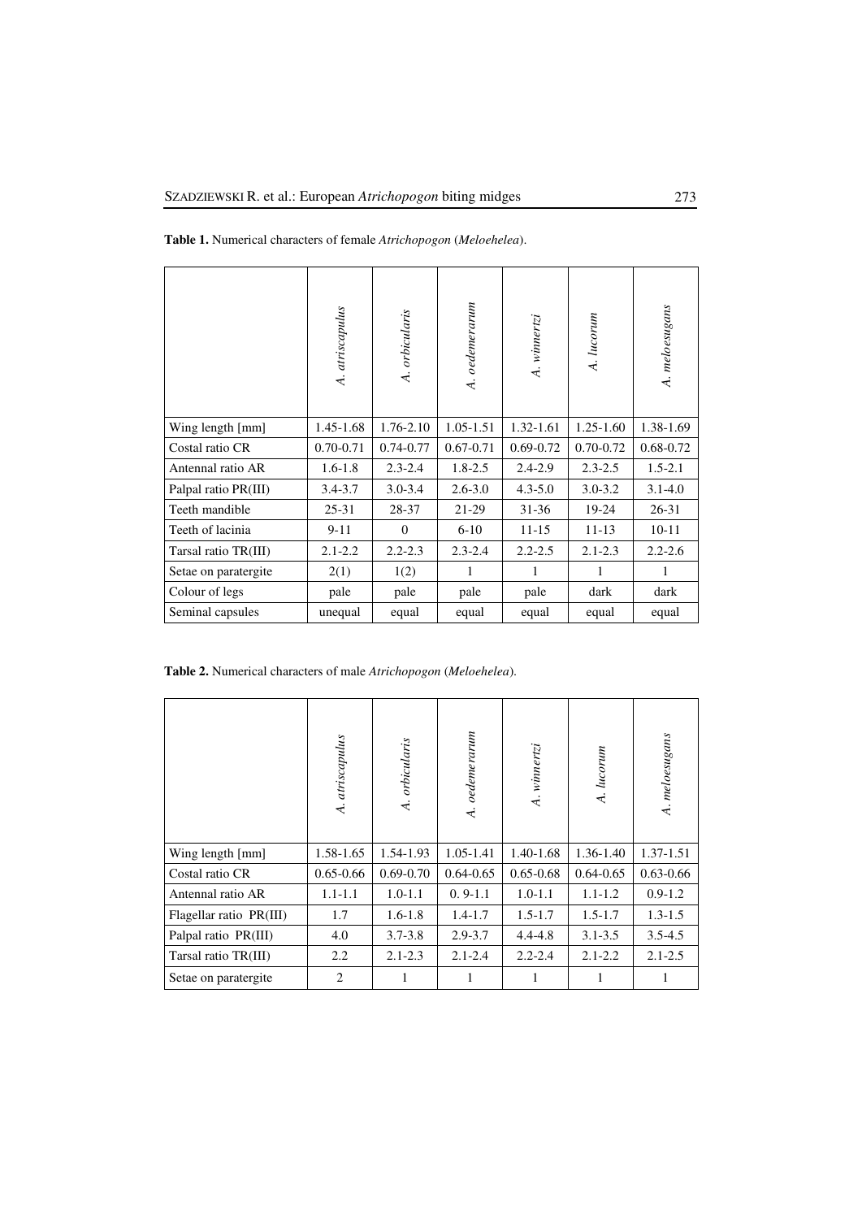**Table 1.** Numerical characters of female *Atrichopogon* (*Meloehelea*).

| | *A. atriscapulus* | *A. orbicularis* | *A. oedemerarum* | *A. winnertzi* | *A. lucorum* | *A. meloesugans* |
|---|---|---|---|---|---|---|
| Wing length [mm] | 1.45-1.68 | 1.76-2.10 | 1.05-1.51 | 1.32-1.61 | 1.25-1.60 | 1.38-1.69 |
| Costal ratio CR | 0.70-0.71 | 0.74-0.77 | 0.67-0.71 | 0.69-0.72 | 0.70-0.72 | 0.68-0.72 |
| Antennal ratio AR | 1.6-1.8 | 2.3-2.4 | 1.8-2.5 | 2.4-2.9 | 2.3-2.5 | 1.5-2.1 |
| Palpal ratio PR(III) | 3.4-3.7 | 3.0-3.4 | 2.6-3.0 | 4.3-5.0 | 3.0-3.2 | 3.1-4.0 |
| Teeth mandible | 25-31 | 28-37 | 21-29 | 31-36 | 19-24 | 26-31 |
| Teeth of lacinia | 9-11 | 0 | 6-10 | 11-15 | 11-13 | 10-11 |
| Tarsal ratio TR(III) | 2.1-2.2 | 2.2-2.3 | 2.3-2.4 | 2.2-2.5 | 2.1-2.3 | 2.2-2.6 |
| Setae on paratergite | 2(1) | 1(2) | 1 | 1 | 1 | 1 |
| Colour of legs | pale | pale | pale | pale | dark | dark |
| Seminal capsules | unequal | equal | equal | equal | equal | equal |

**Table 2.** Numerical characters of male *Atrichopogon* (*Meloehelea*).

| | *A. atriscapulus* | *A. orbicularis* | *A. oedemerarum* | *A. winnertzi* | *A. lucorum* | *A. meloesugans* |
|---|---|---|---|---|---|---|
| Wing length [mm] | 1.58-1.65 | 1.54-1.93 | 1.05-1.41 | 1.40-1.68 | 1.36-1.40 | 1.37-1.51 |
| Costal ratio CR | 0.65-0.66 | 0.69-0.70 | 0.64-0.65 | 0.65-0.68 | 0.64-0.65 | 0.63-0.66 |
| Antennal ratio AR | 1.1-1.1 | 1.0-1.1 | 0. 9-1.1 | 1.0-1.1 | 1.1-1.2 | 0.9-1.2 |
| Flagellar ratio PR(III) | 1.7 | 1.6-1.8 | 1.4-1.7 | 1.5-1.7 | 1.5-1.7 | 1.3-1.5 |
| Palpal ratio PR(III) | 4.0 | 3.7-3.8 | 2.9-3.7 | 4.4-4.8 | 3.1-3.5 | 3.5-4.5 |
| Tarsal ratio TR(III) | 2.2 | 2.1-2.3 | 2.1-2.4 | 2.2-2.4 | 2.1-2.2 | 2.1-2.5 |
| Setae on paratergite | 2 | 1 | 1 | 1 | 1 | 1 |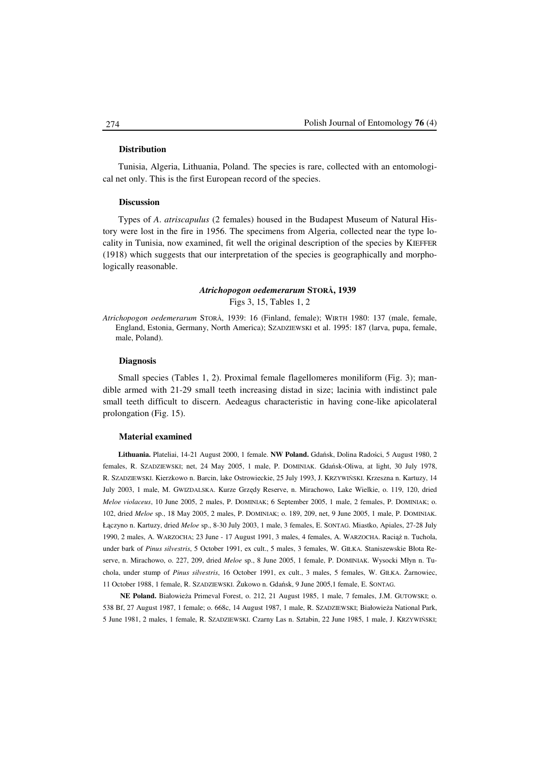#### Distribution

Tunisia, Algeria, Lithuania, Poland. The species is rare, collected with an entomological net only. This is the first European record of the species.

#### Discussion

Types of *A. atriscapulus* (2 females) housed in the Budapest Museum of Natural History were lost in the fire in 1956. The specimens from Algeria, collected near the type locality in Tunisia, now examined, fit well the original description of the species by KIEFFER (1918) which suggests that our interpretation of the species is geographically and morphologically reasonable.

### *Atrichopogon oedemerarum* STORÅ, 1939

Figs 3, 15, Tables 1, 2

*Atrichopogon oedemerarum* STORÅ, 1939: 16 (Finland, female); WIRTH 1980: 137 (male, female, England, Estonia, Germany, North America); SZADZIEWSKI et al. 1995: 187 (larva, pupa, female, male, Poland).

#### Diagnosis

Small species (Tables 1, 2). Proximal female flagellomeres moniliform (Fig. 3); mandible armed with 21-29 small teeth increasing distad in size; lacinia with indistinct pale small teeth difficult to discern. Aedeagus characteristic in having cone-like apicolateral prolongation (Fig. 15).

#### Material examined

**Lithuania.** Plateliai, 14-21 August 2000, 1 female. **NW Poland.** Gdańsk, Dolina Radości, 5 August 1980, 2 females, R. SZADZIEWSKI; net, 24 May 2005, 1 male, P. DOMINIAK. Gdańsk-Oliwa, at light, 30 July 1978, R. SZADZIEWSKI. Kierzkowo n. Barcin, lake Ostrowieckie, 25 July 1993, J. KRZYWIŃSKI. Krzeszna n. Kartuzy, 14 July 2003, 1 male, M. GWIZDALSKA. Kurze Grzędy Reserve, n. Mirachowo, Lake Wielkie, o. 119, 120, dried *Meloe violaceus*, 10 June 2005, 2 males, P. DOMINIAK; 6 September 2005, 1 male, 2 females, P. DOMINIAK; o. 102, dried *Meloe* sp., 18 May 2005, 2 males, P. DOMINIAK; o. 189, 209, net, 9 June 2005, 1 male, P. DOMINIAK. Łączyno n. Kartuzy, dried *Meloe* sp., 8-30 July 2003, 1 male, 3 females, E. SONTAG. Miastko, Apiales, 27-28 July 1990, 2 males, A. WARZOCHA; 23 June - 17 August 1991, 3 males, 4 females, A. WARZOCHA. Raciąż n. Tuchola, under bark of *Pinus silvestris*, 5 October 1991, ex cult., 5 males, 3 females, W. GIŁKA. Staniszewskie Błota Reserve, n. Mirachowo, o. 227, 209, dried *Meloe* sp., 8 June 2005, 1 female, P. DOMINIAK. Wysocki Młyn n. Tuchola, under stump of *Pinus silvestris*, 16 October 1991, ex cult., 3 males, 5 females, W. GIŁKA. Żarnowiec, 11 October 1988, 1 female, R. SZADZIEWSKI. Żukowo n. Gdańsk, 9 June 2005,1 female, E. SONTAG.

**NE Poland.** Białowieża Primeval Forest, o. 212, 21 August 1985, 1 male, 7 females, J.M. GUTOWSKI; o. 538 Bf, 27 August 1987, 1 female; o. 668c, 14 August 1987, 1 male, R. SZADZIEWSKI; Białowieża National Park, 5 June 1981, 2 males, 1 female, R. SZADZIEWSKI. Czarny Las n. Sztabin, 22 June 1985, 1 male, J. KRZYWIŃSKI;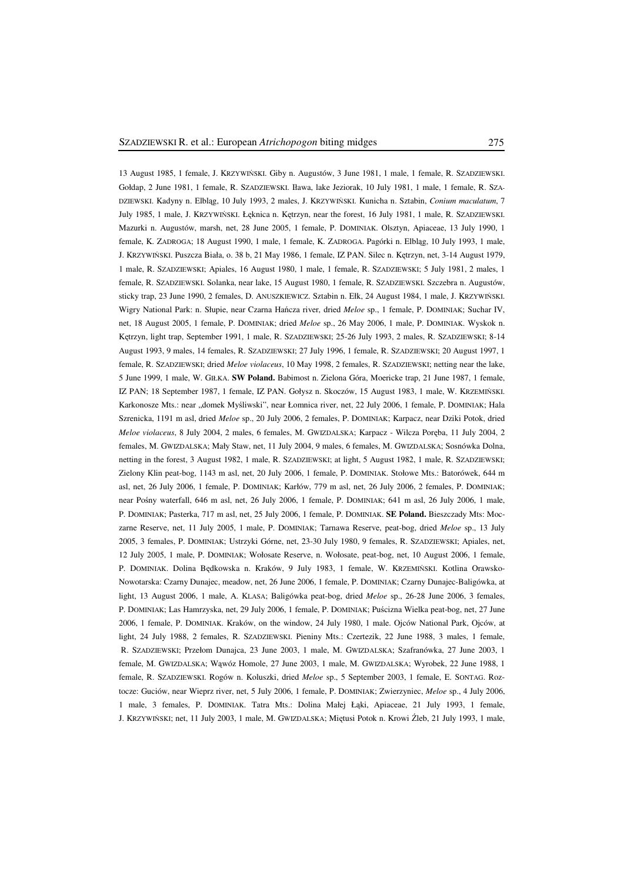13 August 1985, 1 female, J. KRZYWIŃSKI. Giby n. Augustów, 3 June 1981, 1 male, 1 female, R. SZADZIEWSKI. Gołdap, 2 June 1981, 1 female, R. SZADZIEWSKI. Iława, lake Jeziorak, 10 July 1981, 1 male, 1 female, R. SZADZIEWSKI. Kadyny n. Elbląg, 10 July 1993, 2 males, J. KRZYWIŃSKI. Kunicha n. Sztabin, *Conium maculatum*, 7 July 1985, 1 male, J. KRZYWIŃSKI. Łęknica n. Kętrzyn, near the forest, 16 July 1981, 1 male, R. SZADZIEWSKI. Mazurki n. Augustów, marsh, net, 28 June 2005, 1 female, P. DOMINIAK. Olsztyn, Apiaceae, 13 July 1990, 1 female, K. ZADROGA; 18 August 1990, 1 male, 1 female, K. ZADROGA. Pagórki n. Elbląg, 10 July 1993, 1 male, J. KRZYWIŃSKI. Puszcza Biała, o. 38 b, 21 May 1986, 1 female, IZ PAN. Silec n. Kętrzyn, net, 3-14 August 1979, 1 male, R. SZADZIEWSKI; Apiales, 16 August 1980, 1 male, 1 female, R. SZADZIEWSKI; 5 July 1981, 2 males, 1 female, R. SZADZIEWSKI. Solanka, near lake, 15 August 1980, 1 female, R. SZADZIEWSKI. Szczebra n. Augustów, sticky trap, 23 June 1990, 2 females, D. ANUSZKIEWICZ. Sztabin n. Ełk, 24 August 1984, 1 male, J. KRZYWIŃSKI. Wigry National Park: n. Słupie, near Czarna Hańcza river, dried *Meloe* sp., 1 female, P. DOMINIAK; Suchar IV, net, 18 August 2005, 1 female, P. DOMINIAK; dried *Meloe* sp., 26 May 2006, 1 male, P. DOMINIAK. Wyskok n. Kętrzyn, light trap, September 1991, 1 male, R. SZADZIEWSKI; 25-26 July 1993, 2 males, R. SZADZIEWSKI; 8-14 August 1993, 9 males, 14 females, R. SZADZIEWSKI; 27 July 1996, 1 female, R. SZADZIEWSKI; 20 August 1997, 1 female, R. SZADZIEWSKI; dried *Meloe violaceus*, 10 May 1998, 2 females, R. SZADZIEWSKI; netting near the lake, 5 June 1999, 1 male, W. GIŁKA. **SW Poland.** Babimost n. Zielona Góra, Moericke trap, 21 June 1987, 1 female, IZ PAN; 18 September 1987, 1 female, IZ PAN. Gołysz n. Skoczów, 15 August 1983, 1 male, W. KRZEMIŃSKI. Karkonosze Mts.: near „domek Myśliwski", near Łomnica river, net, 22 July 2006, 1 female, P. DOMINIAK; Hala Szrenicka, 1191 m asl, dried *Meloe* sp., 20 July 2006, 2 females, P. DOMINIAK; Karpacz, near Dziki Potok, dried *Meloe violaceus*, 8 July 2004, 2 males, 6 females, M. GWIZDALSKA; Karpacz - Wilcza Poręba, 11 July 2004, 2 females, M. GWIZDALSKA; Mały Staw, net, 11 July 2004, 9 males, 6 females, M. GWIZDALSKA; Sosnówka Dolna, netting in the forest, 3 August 1982, 1 male, R. SZADZIEWSKI; at light, 5 August 1982, 1 male, R. SZADZIEWSKI; Zielony Klin peat-bog, 1143 m asl, net, 20 July 2006, 1 female, P. DOMINIAK. Stołowe Mts.: Batorówek, 644 m asl, net, 26 July 2006, 1 female, P. DOMINIAK; Karłów, 779 m asl, net, 26 July 2006, 2 females, P. DOMINIAK; near Pośny waterfall, 646 m asl, net, 26 July 2006, 1 female, P. DOMINIAK; 641 m asl, 26 July 2006, 1 male, P. DOMINIAK; Pasterka, 717 m asl, net, 25 July 2006, 1 female, P. DOMINIAK. **SE Poland.** Bieszczady Mts: Moczarne Reserve, net, 11 July 2005, 1 male, P. DOMINIAK; Tarnawa Reserve, peat-bog, dried *Meloe* sp., 13 July 2005, 3 females, P. DOMINIAK; Ustrzyki Górne, net, 23-30 July 1980, 9 females, R. SZADZIEWSKI; Apiales, net, 12 July 2005, 1 male, P. DOMINIAK; Wołosate Reserve, n. Wołosate, peat-bog, net, 10 August 2006, 1 female, P. DOMINIAK. Dolina Będkowska n. Kraków, 9 July 1983, 1 female, W. KRZEMIŃSKI. Kotlina Orawsko-Nowotarska: Czarny Dunajec, meadow, net, 26 June 2006, 1 female, P. DOMINIAK; Czarny Dunajec-Baligówka, at light, 13 August 2006, 1 male, A. KLASA; Baligówka peat-bog, dried *Meloe* sp., 26-28 June 2006, 3 females, P. DOMINIAK; Las Hamrzyska, net, 29 July 2006, 1 female, P. DOMINIAK; Puścizna Wielka peat-bog, net, 27 June 2006, 1 female, P. DOMINIAK. Kraków, on the window, 24 July 1980, 1 male. Ojców National Park, Ojców, at light, 24 July 1988, 2 females, R. SZADZIEWSKI. Pieniny Mts.: Czertezik, 22 June 1988, 3 males, 1 female, R. SZADZIEWSKI; Przełom Dunajca, 23 June 2003, 1 male, M. GWIZDALSKA; Szafranówka, 27 June 2003, 1 female, M. GWIZDALSKA; Wąwóz Homole, 27 June 2003, 1 male, M. GWIZDALSKA; Wyrobek, 22 June 1988, 1 female, R. SZADZIEWSKI. Rogów n. Koluszki, dried *Meloe* sp., 5 September 2003, 1 female, E. SONTAG. Roztocze: Guciów, near Wieprz river, net, 5 July 2006, 1 female, P. DOMINIAK; Zwierzyniec, *Meloe* sp., 4 July 2006, 1 male, 3 females, P. DOMINIAK. Tatra Mts.: Dolina Małej Łąki, Apiaceae, 21 July 1993, 1 female, J. KRZYWIŃSKI; net, 11 July 2003, 1 male, M. GWIZDALSKA; Miętusi Potok n. Krowi Źleb, 21 July 1993, 1 male,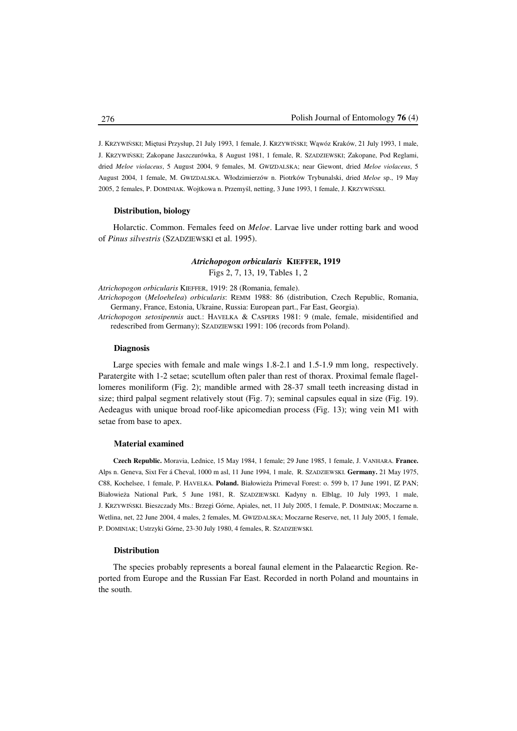J. KRZYWIŃSKI; Miętusi Przysłup, 21 July 1993, 1 female, J. KRZYWIŃSKI; Wąwóz Kraków, 21 July 1993, 1 male, J. KRZYWIŃSKI; Zakopane Jaszczurówka, 8 August 1981, 1 female, R. SZADZIEWSKI; Zakopane, Pod Reglami, dried *Meloe violaceus*, 5 August 2004, 9 females, M. GWIZDALSKA; near Giewont, dried *Meloe violaceus*, 5 August 2004, 1 female, M. GWIZDALSKA. Włodzimierzów n. Piotrków Trybunalski, dried *Meloe* sp., 19 May 2005, 2 females, P. DOMINIAK. Wojtkowa n. Przemyśl, netting, 3 June 1993, 1 female, J. KRZYWIŃSKI.

### Distribution, biology

Holarctic. Common. Females feed on *Meloe*. Larvae live under rotting bark and wood of *Pinus silvestris* (SZADZIEWSKI et al. 1995).

## *Atrichopogon orbicularis* KIEFFER, 1919

Figs 2, 7, 13, 19, Tables 1, 2

*Atrichopogon orbicularis* KIEFFER, 1919: 28 (Romania, female).

*Atrichopogon* (*Meloehelea*) *orbicularis*: REMM 1988: 86 (distribution, Czech Republic, Romania, Germany, France, Estonia, Ukraine, Russia: European part., Far East, Georgia).

*Atrichopogon setosipennis* auct.: HAVELKA & CASPERS 1981: 9 (male, female, misidentified and redescribed from Germany); SZADZIEWSKI 1991: 106 (records from Poland).

### Diagnosis

Large species with female and male wings 1.8-2.1 and 1.5-1.9 mm long, respectively. Paratergite with 1-2 setae; scutellum often paler than rest of thorax. Proximal female flagellomeres moniliform (Fig. 2); mandible armed with 28-37 small teeth increasing distad in size; third palpal segment relatively stout (Fig. 7); seminal capsules equal in size (Fig. 19). Aedeagus with unique broad roof-like apicomedian process (Fig. 13); wing vein M1 with setae from base to apex.

### Material examined

**Czech Republic.** Moravia, Lednice, 15 May 1984, 1 female; 29 June 1985, 1 female, J. VANHARA. **France.** Alps n. Geneva, Sixt Fer á Cheval, 1000 m asl, 11 June 1994, 1 male, R. SZADZIEWSKI. **Germany.** 21 May 1975, C88, Kochelsee, 1 female, P. HAVELKA. **Poland.** Białowieża Primeval Forest: o. 599 b, 17 June 1991, IZ PAN; Białowieża National Park, 5 June 1981, R. SZADZIEWSKI. Kadyny n. Elbląg, 10 July 1993, 1 male, J. KRZYWIŃSKI. Bieszczady Mts.: Brzegi Górne, Apiales, net, 11 July 2005, 1 female, P. DOMINIAK; Moczarne n. Wetlina, net, 22 June 2004, 4 males, 2 females, M. GWIZDALSKA; Moczarne Reserve, net, 11 July 2005, 1 female, P. DOMINIAK; Ustrzyki Górne, 23-30 July 1980, 4 females, R. SZADZIEWSKI.

### Distribution

The species probably represents a boreal faunal element in the Palaearctic Region. Reported from Europe and the Russian Far East. Recorded in north Poland and mountains in the south.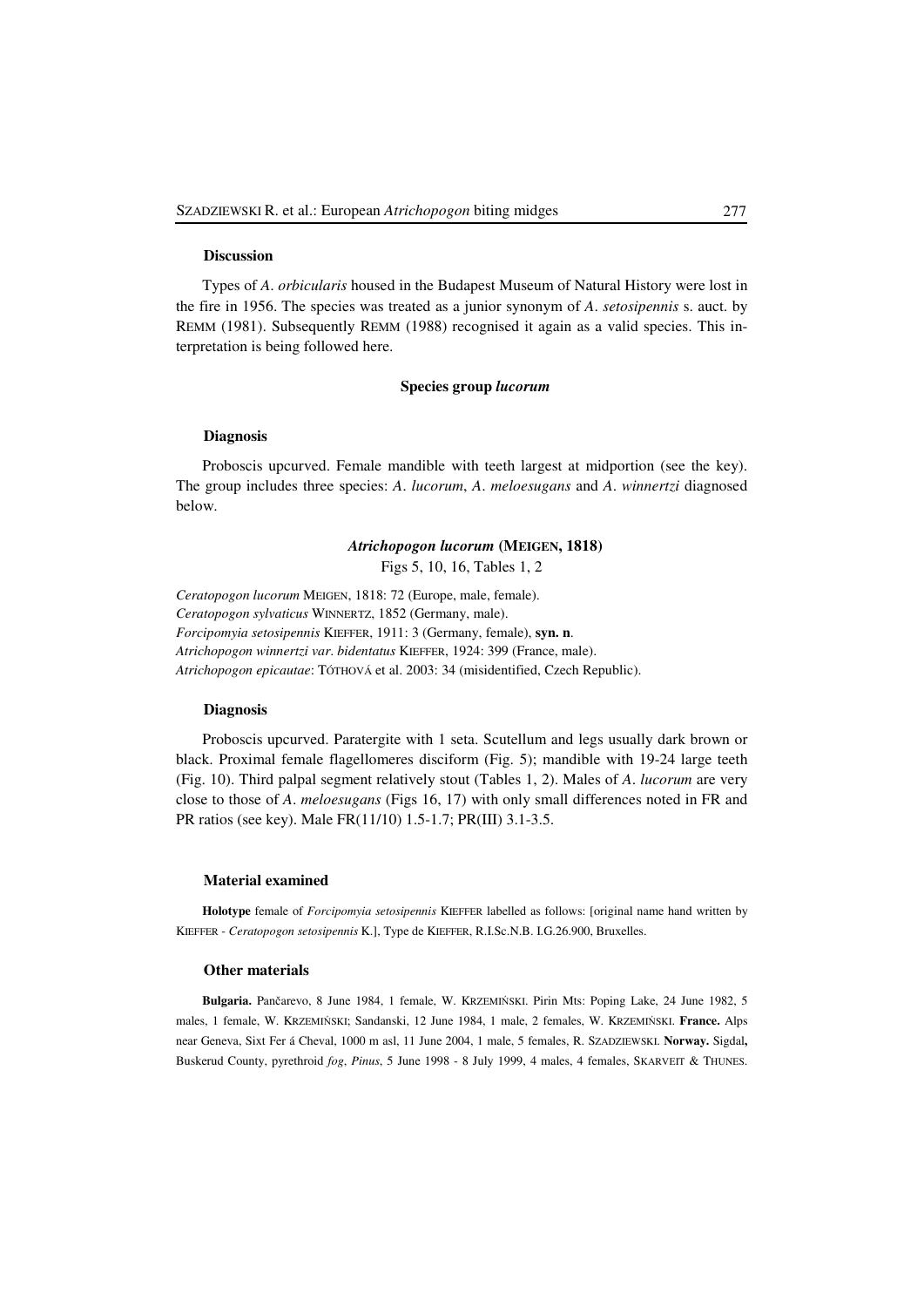### Discussion

Types of *A. orbicularis* housed in the Budapest Museum of Natural History were lost in the fire in 1956. The species was treated as a junior synonym of *A. setosipennis* s. auct. by REMM (1981). Subsequently REMM (1988) recognised it again as a valid species. This interpretation is being followed here.

## Species group *lucorum*

### Diagnosis

Proboscis upcurved. Female mandible with teeth largest at midportion (see the key). The group includes three species: *A. lucorum*, *A. meloesugans* and *A. winnertzi* diagnosed below.

## *Atrichopogon lucorum* (MEIGEN, 1818)

Figs 5, 10, 16, Tables 1, 2

*Ceratopogon lucorum* MEIGEN, 1818: 72 (Europe, male, female).
*Ceratopogon sylvaticus* WINNERTZ, 1852 (Germany, male).
*Forcipomyia setosipennis* KIEFFER, 1911: 3 (Germany, female), **syn. n**.
*Atrichopogon winnertzi var. bidentatus* KIEFFER, 1924: 399 (France, male).
*Atrichopogon epicautae*: TÓTHOVÁ et al. 2003: 34 (misidentified, Czech Republic).

### Diagnosis

Proboscis upcurved. Paratergite with 1 seta. Scutellum and legs usually dark brown or black. Proximal female flagellomeres disciform (Fig. 5); mandible with 19-24 large teeth (Fig. 10). Third palpal segment relatively stout (Tables 1, 2). Males of *A. lucorum* are very close to those of *A. meloesugans* (Figs 16, 17) with only small differences noted in FR and PR ratios (see key). Male FR(11/10) 1.5-1.7; PR(III) 3.1-3.5.

### Material examined

**Holotype** female of *Forcipomyia setosipennis* KIEFFER labelled as follows: [original name hand written by KIEFFER - *Ceratopogon setosipennis* K.], Type de KIEFFER, R.I.Sc.N.B. I.G.26.900, Bruxelles.

### Other materials

**Bulgaria.** Pančarevo, 8 June 1984, 1 female, W. KRZEMIŃSKI. Pirin Mts: Poping Lake, 24 June 1982, 5 males, 1 female, W. KRZEMIŃSKI; Sandanski, 12 June 1984, 1 male, 2 females, W. KRZEMIŃSKI. **France.** Alps near Geneva, Sixt Fer á Cheval, 1000 m asl, 11 June 2004, 1 male, 5 females, R. SZADZIEWSKI. **Norway.** Sigdal**,** Buskerud County, pyrethroid *fog*, *Pinus*, 5 June 1998 - 8 July 1999, 4 males, 4 females, SKARVEIT & THUNES.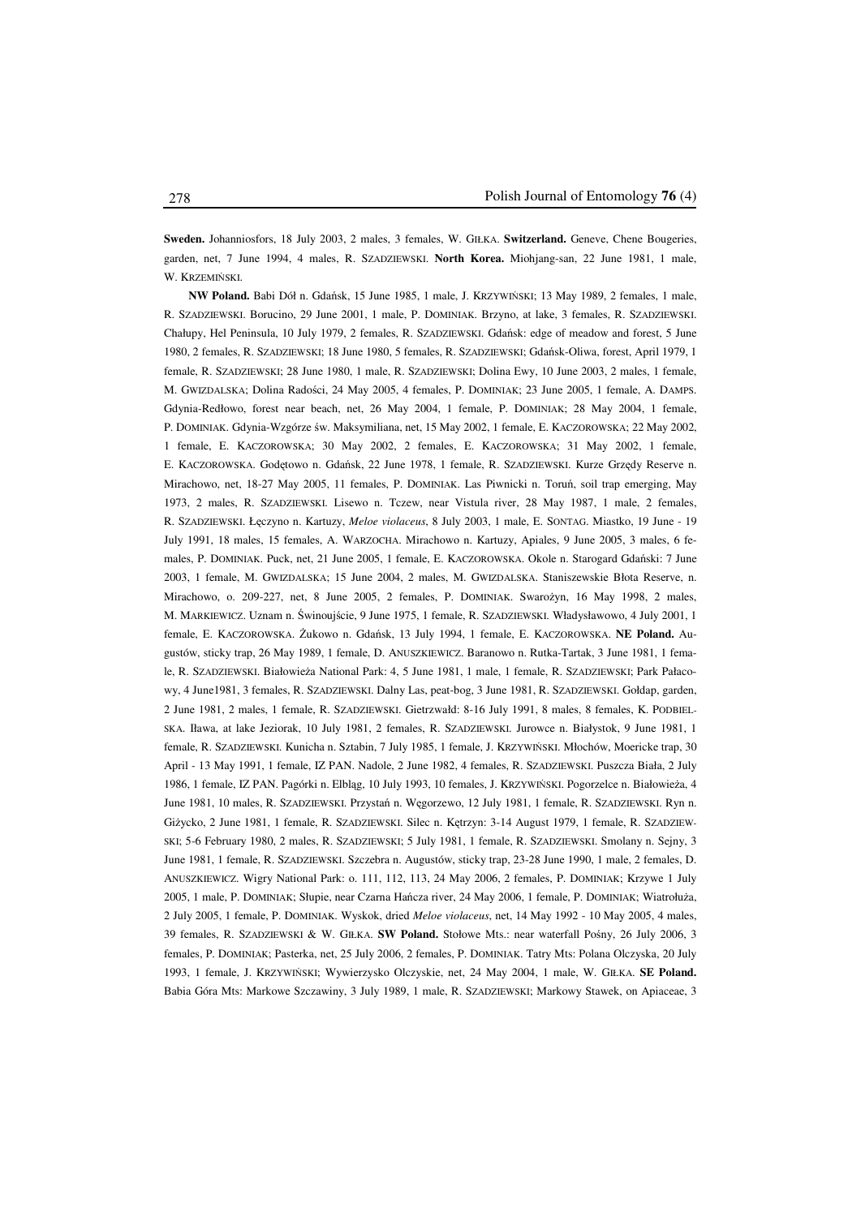**Sweden.** Johanniosfors, 18 July 2003, 2 males, 3 females, W. GIŁKA. **Switzerland.** Geneve, Chene Bougeries, garden, net, 7 June 1994, 4 males, R. SZADZIEWSKI. **North Korea.** Miohjang-san, 22 June 1981, 1 male, W. KRZEMIŃSKI.

**NW Poland.** Babi Dół n. Gdańsk, 15 June 1985, 1 male, J. KRZYWIŃSKI; 13 May 1989, 2 females, 1 male, R. SZADZIEWSKI. Borucino, 29 June 2001, 1 male, P. DOMINIAK. Brzyno, at lake, 3 females, R. SZADZIEWSKI. Chałupy, Hel Peninsula, 10 July 1979, 2 females, R. SZADZIEWSKI. Gdańsk: edge of meadow and forest, 5 June 1980, 2 females, R. SZADZIEWSKI; 18 June 1980, 5 females, R. SZADZIEWSKI; Gdańsk-Oliwa, forest, April 1979, 1 female, R. SZADZIEWSKI; 28 June 1980, 1 male, R. SZADZIEWSKI; Dolina Ewy, 10 June 2003, 2 males, 1 female, M. GWIZDALSKA; Dolina Radości, 24 May 2005, 4 females, P. DOMINIAK; 23 June 2005, 1 female, A. DAMPS. Gdynia-Redłowo, forest near beach, net, 26 May 2004, 1 female, P. DOMINIAK; 28 May 2004, 1 female, P. DOMINIAK. Gdynia-Wzgórze św. Maksymiliana, net, 15 May 2002, 1 female, E. KACZOROWSKA; 22 May 2002, 1 female, E. KACZOROWSKA; 30 May 2002, 2 females, E. KACZOROWSKA; 31 May 2002, 1 female, E. KACZOROWSKA. Godętowo n. Gdańsk, 22 June 1978, 1 female, R. SZADZIEWSKI. Kurze Grzędy Reserve n. Mirachowo, net, 18-27 May 2005, 11 females, P. DOMINIAK. Las Piwnicki n. Toruń, soil trap emerging, May 1973, 2 males, R. SZADZIEWSKI. Lisewo n. Tczew, near Vistula river, 28 May 1987, 1 male, 2 females, R. SZADZIEWSKI. Łęczyno n. Kartuzy, *Meloe violaceus*, 8 July 2003, 1 male, E. SONTAG. Miastko, 19 June - 19 July 1991, 18 males, 15 females, A. WARZOCHA. Mirachowo n. Kartuzy, Apiales, 9 June 2005, 3 males, 6 females, P. DOMINIAK. Puck, net, 21 June 2005, 1 female, E. KACZOROWSKA. Okole n. Starogard Gdański: 7 June 2003, 1 female, M. GWIZDALSKA; 15 June 2004, 2 males, M. GWIZDALSKA. Staniszewskie Błota Reserve, n. Mirachowo, o. 209-227, net, 8 June 2005, 2 females, P. DOMINIAK. Swarożyn, 16 May 1998, 2 males, M. MARKIEWICZ. Uznam n. Świnoujście, 9 June 1975, 1 female, R. SZADZIEWSKI. Władysławowo, 4 July 2001, 1 female, E. KACZOROWSKA. Żukowo n. Gdańsk, 13 July 1994, 1 female, E. KACZOROWSKA. **NE Poland.** Augustów, sticky trap, 26 May 1989, 1 female, D. ANUSZKIEWICZ. Baranowo n. Rutka-Tartak, 3 June 1981, 1 female, R. SZADZIEWSKI. Białowieża National Park: 4, 5 June 1981, 1 male, 1 female, R. SZADZIEWSKI; Park Pałacowy, 4 June1981, 3 females, R. SZADZIEWSKI. Dalny Las, peat-bog, 3 June 1981, R. SZADZIEWSKI. Gołdap, garden, 2 June 1981, 2 males, 1 female, R. SZADZIEWSKI. Gietrzwałd: 8-16 July 1991, 8 males, 8 females, K. PODBIELSKA. Iława, at lake Jeziorak, 10 July 1981, 2 females, R. SZADZIEWSKI. Jurowce n. Białystok, 9 June 1981, 1 female, R. SZADZIEWSKI. Kunicha n. Sztabin, 7 July 1985, 1 female, J. KRZYWIŃSKI. Młochów, Moericke trap, 30 April - 13 May 1991, 1 female, IZ PAN. Nadole, 2 June 1982, 4 females, R. SZADZIEWSKI. Puszcza Biała, 2 July 1986, 1 female, IZ PAN. Pagórki n. Elbląg, 10 July 1993, 10 females, J. KRZYWIŃSKI. Pogorzelce n. Białowieża, 4 June 1981, 10 males, R. SZADZIEWSKI. Przystań n. Węgorzewo, 12 July 1981, 1 female, R. SZADZIEWSKI. Ryn n. Giżycko, 2 June 1981, 1 female, R. SZADZIEWSKI. Silec n. Kętrzyn: 3-14 August 1979, 1 female, R. SZADZIEWSKI; 5-6 February 1980, 2 males, R. SZADZIEWSKI; 5 July 1981, 1 female, R. SZADZIEWSKI. Smolany n. Sejny, 3 June 1981, 1 female, R. SZADZIEWSKI. Szczebra n. Augustów, sticky trap, 23-28 June 1990, 1 male, 2 females, D. ANUSZKIEWICZ. Wigry National Park: o. 111, 112, 113, 24 May 2006, 2 females, P. DOMINIAK; Krzywe 1 July 2005, 1 male, P. DOMINIAK; Słupie, near Czarna Hańcza river, 24 May 2006, 1 female, P. DOMINIAK; Wiatrołuża, 2 July 2005, 1 female, P. DOMINIAK. Wyskok, dried *Meloe violaceus*, net, 14 May 1992 - 10 May 2005, 4 males, 39 females, R. SZADZIEWSKI & W. GIŁKA. **SW Poland.** Stołowe Mts.: near waterfall Pośny, 26 July 2006, 3 females, P. DOMINIAK; Pasterka, net, 25 July 2006, 2 females, P. DOMINIAK. Tatry Mts: Polana Olczyska, 20 July 1993, 1 female, J. KRZYWIŃSKI; Wywierzysko Olczyskie, net, 24 May 2004, 1 male, W. GIŁKA. **SE Poland.** Babia Góra Mts: Markowe Szczawiny, 3 July 1989, 1 male, R. SZADZIEWSKI; Markowy Stawek, on Apiaceae, 3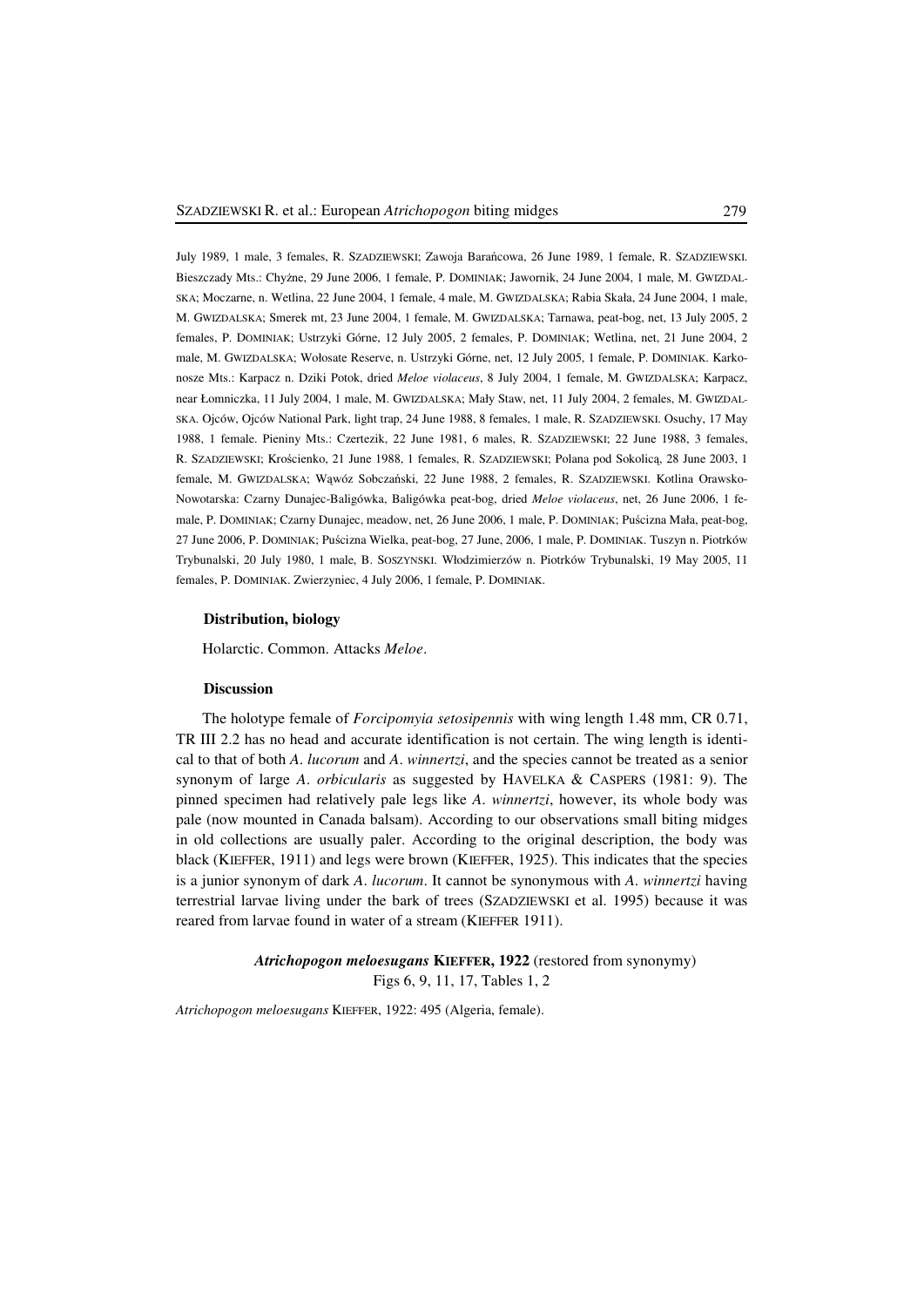July 1989, 1 male, 3 females, R. SZADZIEWSKI; Zawoja Barańcowa, 26 June 1989, 1 female, R. SZADZIEWSKI. Bieszczady Mts.: Chyżne, 29 June 2006, 1 female, P. DOMINIAK; Jawornik, 24 June 2004, 1 male, M. GWIZDALSKA; Moczarne, n. Wetlina, 22 June 2004, 1 female, 4 male, M. GWIZDALSKA; Rabia Skała, 24 June 2004, 1 male, M. GWIZDALSKA; Smerek mt, 23 June 2004, 1 female, M. GWIZDALSKA; Tarnawa, peat-bog, net, 13 July 2005, 2 females, P. DOMINIAK; Ustrzyki Górne, 12 July 2005, 2 females, P. DOMINIAK; Wetlina, net, 21 June 2004, 2 male, M. GWIZDALSKA; Wołosate Reserve, n. Ustrzyki Górne, net, 12 July 2005, 1 female, P. DOMINIAK. Karkonosze Mts.: Karpacz n. Dziki Potok, dried *Meloe violaceus*, 8 July 2004, 1 female, M. GWIZDALSKA; Karpacz, near Łomniczka, 11 July 2004, 1 male, M. GWIZDALSKA; Mały Staw, net, 11 July 2004, 2 females, M. GWIZDALSKA. Ojców, Ojców National Park, light trap, 24 June 1988, 8 females, 1 male, R. SZADZIEWSKI. Osuchy, 17 May 1988, 1 female. Pieniny Mts.: Czertezik, 22 June 1981, 6 males, R. SZADZIEWSKI; 22 June 1988, 3 females, R. SZADZIEWSKI; Krościenko, 21 June 1988, 1 females, R. SZADZIEWSKI; Polana pod Sokolicą, 28 June 2003, 1 female, M. GWIZDALSKA; Wąwóz Sobczański, 22 June 1988, 2 females, R. SZADZIEWSKI. Kotlina Orawsko-Nowotarska: Czarny Dunajec-Baligówka, Baligówka peat-bog, dried *Meloe violaceus*, net, 26 June 2006, 1 female, P. DOMINIAK; Czarny Dunajec, meadow, net, 26 June 2006, 1 male, P. DOMINIAK; Puścizna Mała, peat-bog, 27 June 2006, P. DOMINIAK; Puścizna Wielka, peat-bog, 27 June, 2006, 1 male, P. DOMINIAK. Tuszyn n. Piotrków Trybunalski, 20 July 1980, 1 male, B. SOSZYNSKI. Włodzimierzów n. Piotrków Trybunalski, 19 May 2005, 11 females, P. DOMINIAK. Zwierzyniec, 4 July 2006, 1 female, P. DOMINIAK.

### Distribution, biology

Holarctic. Common. Attacks *Meloe*.

### Discussion

The holotype female of *Forcipomyia setosipennis* with wing length 1.48 mm, CR 0.71, TR III 2.2 has no head and accurate identification is not certain. The wing length is identical to that of both *A. lucorum* and *A. winnertzi*, and the species cannot be treated as a senior synonym of large *A. orbicularis* as suggested by HAVELKA & CASPERS (1981: 9). The pinned specimen had relatively pale legs like *A. winnertzi*, however, its whole body was pale (now mounted in Canada balsam). According to our observations small biting midges in old collections are usually paler. According to the original description, the body was black (KIEFFER, 1911) and legs were brown (KIEFFER, 1925). This indicates that the species is a junior synonym of dark *A. lucorum*. It cannot be synonymous with *A. winnertzi* having terrestrial larvae living under the bark of trees (SZADZIEWSKI et al. 1995) because it was reared from larvae found in water of a stream (KIEFFER 1911).

## *Atrichopogon meloesugans* KIEFFER, 1922 (restored from synonymy)

Figs 6, 9, 11, 17, Tables 1, 2

*Atrichopogon meloesugans* KIEFFER, 1922: 495 (Algeria, female).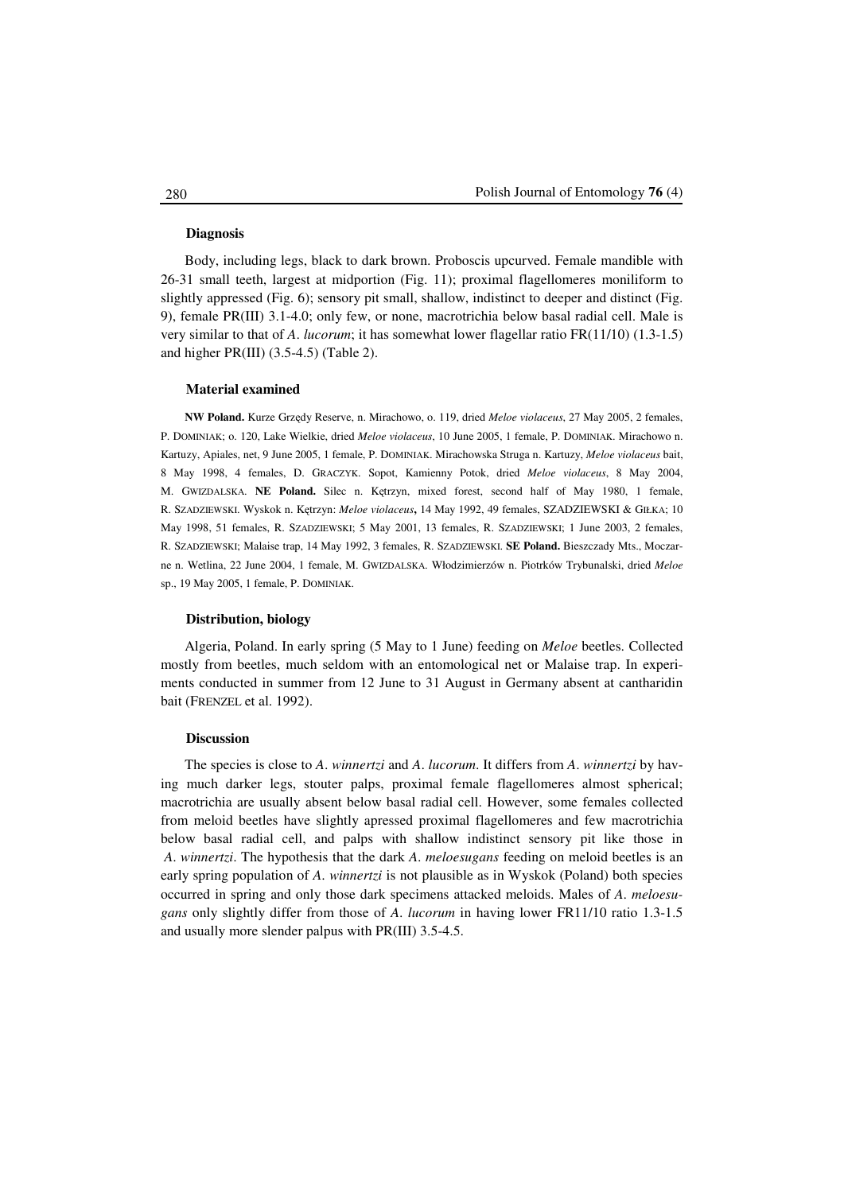**Diagnosis**

Body, including legs, black to dark brown. Proboscis upcurved. Female mandible with 26-31 small teeth, largest at midportion (Fig. 11); proximal flagellomeres moniliform to slightly appressed (Fig. 6); sensory pit small, shallow, indistinct to deeper and distinct (Fig. 9), female PR(III) 3.1-4.0; only few, or none, macrotrichia below basal radial cell. Male is very similar to that of *A. lucorum*; it has somewhat lower flagellar ratio FR(11/10) (1.3-1.5) and higher PR(III) (3.5-4.5) (Table 2).

**Material examined**

**NW Poland.** Kurze Grzędy Reserve, n. Mirachowo, o. 119, dried *Meloe violaceus*, 27 May 2005, 2 females, P. DOMINIAK; o. 120, Lake Wielkie, dried *Meloe violaceus*, 10 June 2005, 1 female, P. DOMINIAK. Mirachowo n. Kartuzy, Apiales, net, 9 June 2005, 1 female, P. DOMINIAK. Mirachowska Struga n. Kartuzy, *Meloe violaceus* bait, 8 May 1998, 4 females, D. GRACZYK. Sopot, Kamienny Potok, dried *Meloe violaceus*, 8 May 2004, M. GWIZDALSKA. **NE Poland.** Silec n. Kętrzyn, mixed forest, second half of May 1980, 1 female, R. SZADZIEWSKI. Wyskok n. Kętrzyn: *Meloe violaceus***,** 14 May 1992, 49 females, SZADZIEWSKI & GIŁKA; 10 May 1998, 51 females, R. SZADZIEWSKI; 5 May 2001, 13 females, R. SZADZIEWSKI; 1 June 2003, 2 females, R. SZADZIEWSKI; Malaise trap, 14 May 1992, 3 females, R. SZADZIEWSKI. **SE Poland.** Bieszczady Mts., Moczarne n. Wetlina, 22 June 2004, 1 female, M. GWIZDALSKA. Włodzimierzów n. Piotrków Trybunalski, dried *Meloe* sp., 19 May 2005, 1 female, P. DOMINIAK.

**Distribution, biology**

Algeria, Poland. In early spring (5 May to 1 June) feeding on *Meloe* beetles. Collected mostly from beetles, much seldom with an entomological net or Malaise trap. In experiments conducted in summer from 12 June to 31 August in Germany absent at cantharidin bait (FRENZEL et al. 1992).

**Discussion**

The species is close to *A. winnertzi* and *A. lucorum*. It differs from *A. winnertzi* by having much darker legs, stouter palps, proximal female flagellomeres almost spherical; macrotrichia are usually absent below basal radial cell. However, some females collected from meloid beetles have slightly apressed proximal flagellomeres and few macrotrichia below basal radial cell, and palps with shallow indistinct sensory pit like those in *A. winnertzi*. The hypothesis that the dark *A. meloesugans* feeding on meloid beetles is an early spring population of *A. winnertzi* is not plausible as in Wyskok (Poland) both species occurred in spring and only those dark specimens attacked meloids. Males of *A. meloesugans* only slightly differ from those of *A. lucorum* in having lower FR11/10 ratio 1.3-1.5 and usually more slender palpus with PR(III) 3.5-4.5.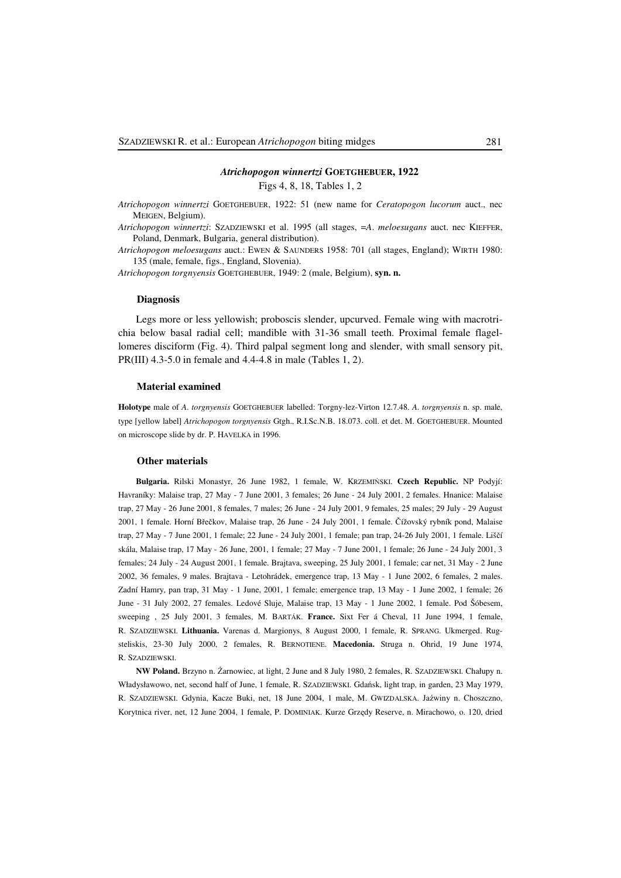### *Atrichopogon winnertzi* GOETGHEBUER, 1922

Figs 4, 8, 18, Tables 1, 2

*Atrichopogon winnertzi* GOETGHEBUER, 1922: 51 (new name for *Ceratopogon lucorum* auct., nec MEIGEN, Belgium).

*Atrichopogon winnertzi*: SZADZIEWSKI et al. 1995 (all stages, =*A. meloesugans* auct. nec KIEFFER, Poland, Denmark, Bulgaria, general distribution).

*Atrichopogon meloesugans* auct.: EWEN & SAUNDERS 1958: 701 (all stages, England); WIRTH 1980: 135 (male, female, figs., England, Slovenia).

*Atrichopogon torgnyensis* GOETGHEBUER, 1949: 2 (male, Belgium), **syn. n.**

#### Diagnosis

Legs more or less yellowish; proboscis slender, upcurved. Female wing with macrotrichia below basal radial cell; mandible with 31-36 small teeth. Proximal female flagellomeres disciform (Fig. 4). Third palpal segment long and slender, with small sensory pit, PR(III) 4.3-5.0 in female and 4.4-4.8 in male (Tables 1, 2).

#### Material examined

**Holotype** male of *A. torgnyensis* GOETGHEBUER labelled: Torgny-lez-Virton 12.7.48. *A. torgnyensis* n. sp. male, type [yellow label] *Atrichopogon torgnyensis* Gtgh., R.I.Sc.N.B. 18.073. coll. et det. M. GOETGHEBUER. Mounted on microscope slide by dr. P. HAVELKA in 1996.

#### Other materials

**Bulgaria.** Rilski Monastyr, 26 June 1982, 1 female, W. KRZEMIŃSKI. **Czech Republic.** NP Podyjí: Havraníky: Malaise trap, 27 May - 7 June 2001, 3 females; 26 June - 24 July 2001, 2 females. Hnanice: Malaise trap, 27 May - 26 June 2001, 8 females, 7 males; 26 June - 24 July 2001, 9 females, 25 males; 29 July - 29 August 2001, 1 female. Horní Břečkov, Malaise trap, 26 June - 24 July 2001, 1 female. Čížovský rybník pond, Malaise trap, 27 May - 7 June 2001, 1 female; 22 June - 24 July 2001, 1 female; pan trap, 24-26 July 2001, 1 female. Liščí skála, Malaise trap, 17 May - 26 June, 2001, 1 female; 27 May - 7 June 2001, 1 female; 26 June - 24 July 2001, 3 females; 24 July - 24 August 2001, 1 female. Brajtava, sweeping, 25 July 2001, 1 female; car net, 31 May - 2 June 2002, 36 females, 9 males. Brajtava - Letohrádek, emergence trap, 13 May - 1 June 2002, 6 females, 2 males. Zadní Hamry, pan trap, 31 May - 1 June, 2001, 1 female; emergence trap, 13 May - 1 June 2002, 1 female; 26 June - 31 July 2002, 27 females. Ledové Sluje, Malaise trap, 13 May - 1 June 2002, 1 female. Pod Šóbesem, sweeping , 25 July 2001, 3 females, M. BARTÁK. **France.** Sixt Fer á Cheval, 11 June 1994, 1 female, R. SZADZIEWSKI. **Lithuania.** Varenas d. Margionys, 8 August 2000, 1 female, R. SPRANG. Ukmerged. Rugsteliskis, 23-30 July 2000, 2 females, R. BERNOTIENE. **Macedonia.** Struga n. Ohrid, 19 June 1974, R. SZADZIEWSKI.

**NW Poland.** Brzyno n. Żarnowiec, at light, 2 June and 8 July 1980, 2 females, R. SZADZIEWSKI. Chałupy n. Władysławowo, net, second half of June, 1 female, R. SZADZIEWSKI. Gdańsk, light trap, in garden, 23 May 1979, R. SZADZIEWSKI. Gdynia, Kacze Buki, net, 18 June 2004, 1 male, M. GWIZDALSKA. Jaźwiny n. Choszczno, Korytnica river, net, 12 June 2004, 1 female, P. DOMINIAK. Kurze Grzędy Reserve, n. Mirachowo, o. 120, dried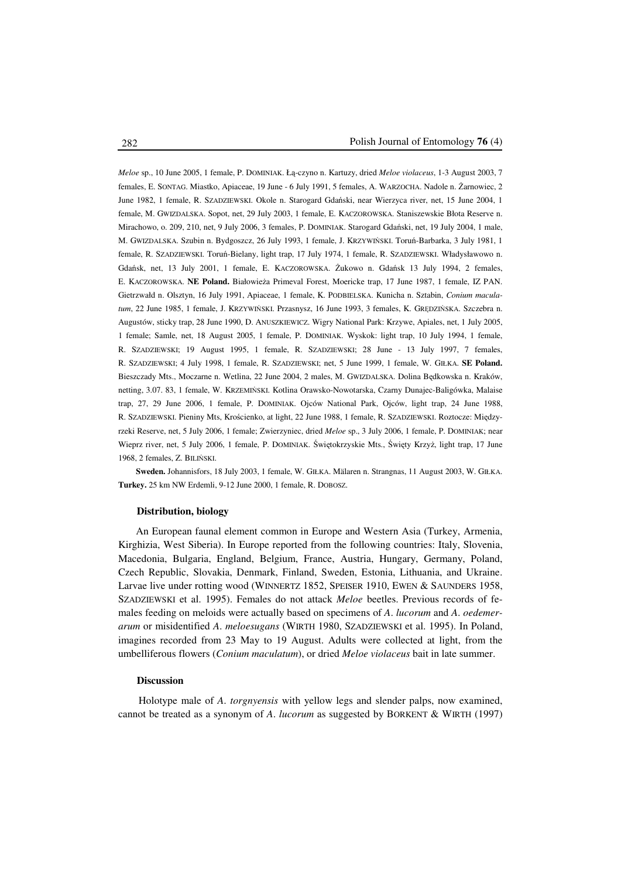*Meloe* sp., 10 June 2005, 1 female, P. DOMINIAK. Łą-czyno n. Kartuzy, dried *Meloe violaceus*, 1-3 August 2003, 7 females, E. SONTAG. Miastko, Apiaceae, 19 June - 6 July 1991, 5 females, A. WARZOCHA. Nadole n. Żarnowiec, 2 June 1982, 1 female, R. SZADZIEWSKI. Okole n. Starogard Gdański, near Wierzyca river, net, 15 June 2004, 1 female, M. GWIZDALSKA. Sopot, net, 29 July 2003, 1 female, E. KACZOROWSKA. Staniszewskie Błota Reserve n. Mirachowo, o. 209, 210, net, 9 July 2006, 3 females, P. DOMINIAK. Starogard Gdański, net, 19 July 2004, 1 male, M. GWIZDALSKA. Szubin n. Bydgoszcz, 26 July 1993, 1 female, J. KRZYWIŃSKI. Toruń-Barbarka, 3 July 1981, 1 female, R. SZADZIEWSKI. Toruń-Bielany, light trap, 17 July 1974, 1 female, R. SZADZIEWSKI. Władysławowo n. Gdańsk, net, 13 July 2001, 1 female, E. KACZOROWSKA. Żukowo n. Gdańsk 13 July 1994, 2 females, E. KACZOROWSKA. **NE Poland.** Białowieża Primeval Forest, Moericke trap, 17 June 1987, 1 female, IZ PAN. Gietrzwałd n. Olsztyn, 16 July 1991, Apiaceae, 1 female, K. PODBIELSKA. Kunicha n. Sztabin, *Conium maculatum*, 22 June 1985, 1 female, J. KRZYWIŃSKI. Przasnysz, 16 June 1993, 3 females, K. GRĘDZIŃSKA. Szczebra n. Augustów, sticky trap, 28 June 1990, D. ANUSZKIEWICZ. Wigry National Park: Krzywe, Apiales, net, 1 July 2005, 1 female; Samle, net, 18 August 2005, 1 female, P. DOMINIAK. Wyskok: light trap, 10 July 1994, 1 female, R. SZADZIEWSKI; 19 August 1995, 1 female, R. SZADZIEWSKI; 28 June - 13 July 1997, 7 females, R. SZADZIEWSKI; 4 July 1998, 1 female, R. SZADZIEWSKI; net, 5 June 1999, 1 female, W. GIŁKA. **SE Poland.** Bieszczady Mts., Moczarne n. Wetlina, 22 June 2004, 2 males, M. GWIZDALSKA. Dolina Będkowska n. Kraków, netting, 3.07. 83, 1 female, W. KRZEMIŃSKI. Kotlina Orawsko-Nowotarska, Czarny Dunajec-Baligówka, Malaise trap, 27, 29 June 2006, 1 female, P. DOMINIAK. Ojców National Park, Ojców, light trap, 24 June 1988, R. SZADZIEWSKI. Pieniny Mts, Krościenko, at light, 22 June 1988, 1 female, R. SZADZIEWSKI. Roztocze: Międzyrzeki Reserve, net, 5 July 2006, 1 female; Zwierzyniec, dried *Meloe* sp., 3 July 2006, 1 female, P. DOMINIAK; near Wieprz river, net, 5 July 2006, 1 female, P. DOMINIAK. Świętokrzyskie Mts., Święty Krzyż, light trap, 17 June 1968, 2 females, Z. BILIŃSKI.

**Sweden.** Johannisfors, 18 July 2003, 1 female, W. GIŁKA. Mälaren n. Strangnas, 11 August 2003, W. GIŁKA. **Turkey.** 25 km NW Erdemli, 9-12 June 2000, 1 female, R. DOBOSZ.

### Distribution, biology

An European faunal element common in Europe and Western Asia (Turkey, Armenia, Kirghizia, West Siberia). In Europe reported from the following countries: Italy, Slovenia, Macedonia, Bulgaria, England, Belgium, France, Austria, Hungary, Germany, Poland, Czech Republic, Slovakia, Denmark, Finland, Sweden, Estonia, Lithuania, and Ukraine. Larvae live under rotting wood (WINNERTZ 1852, SPEISER 1910, EWEN & SAUNDERS 1958, SZADZIEWSKI et al. 1995). Females do not attack *Meloe* beetles. Previous records of females feeding on meloids were actually based on specimens of *A. lucorum* and *A. oedemerarum* or misidentified *A. meloesugans* (WIRTH 1980, SZADZIEWSKI et al. 1995). In Poland, imagines recorded from 23 May to 19 August. Adults were collected at light, from the umbelliferous flowers (*Conium maculatum*), or dried *Meloe violaceus* bait in late summer.

### Discussion

Holotype male of *A. torgnyensis* with yellow legs and slender palps, now examined, cannot be treated as a synonym of *A. lucorum* as suggested by BORKENT & WIRTH (1997)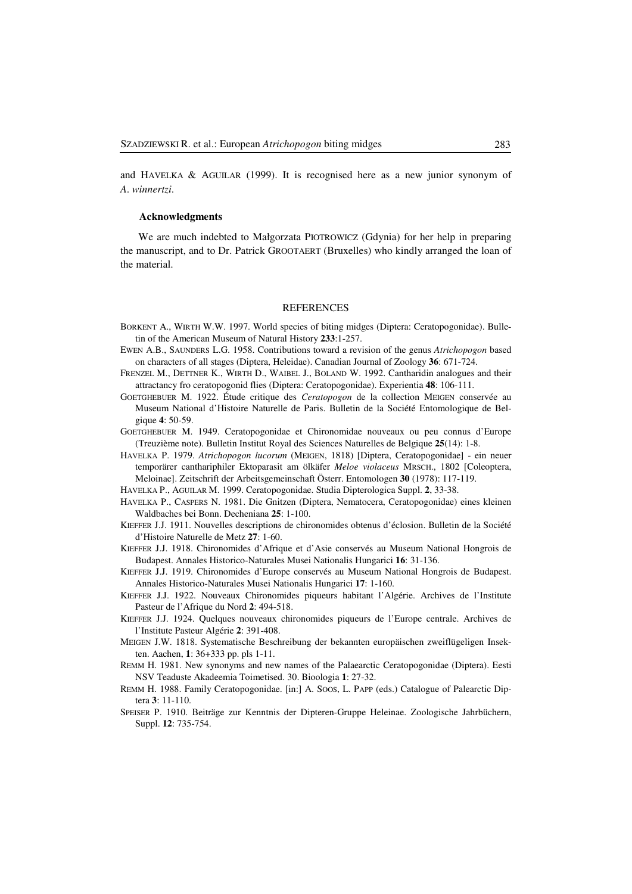and HAVELKA & AGUILAR (1999). It is recognised here as a new junior synonym of *A. winnertzi*.

### Acknowledgments

We are much indebted to Małgorzata PIOTROWICZ (Gdynia) for her help in preparing the manuscript, and to Dr. Patrick GROOTAERT (Bruxelles) who kindly arranged the loan of the material.

## REFERENCES

BORKENT A., WIRTH W.W. 1997. World species of biting midges (Diptera: Ceratopogonidae). Bulletin of the American Museum of Natural History **233**:1-257.

EWEN A.B., SAUNDERS L.G. 1958. Contributions toward a revision of the genus *Atrichopogon* based on characters of all stages (Diptera, Heleidae). Canadian Journal of Zoology **36**: 671-724.

FRENZEL M., DETTNER K., WIRTH D., WAIBEL J., BOLAND W. 1992. Cantharidin analogues and their attractancy fro ceratopogonid flies (Diptera: Ceratopogonidae). Experientia **48**: 106-111.

GOETGHEBUER M. 1922. Étude critique des *Ceratopogon* de la collection MEIGEN conservée au Museum National d'Histoire Naturelle de Paris. Bulletin de la Société Entomologique de Belgique **4**: 50-59.

GOETGHEBUER M. 1949. Ceratopogonidae et Chironomidae nouveaux ou peu connus d'Europe (Treuzième note). Bulletin Institut Royal des Sciences Naturelles de Belgique **25**(14): 1-8.

HAVELKA P. 1979. *Atrichopogon lucorum* (MEIGEN, 1818) [Diptera, Ceratopogonidae] - ein neuer temporärer canthariphiler Ektoparasit am ölkäfer *Meloe violaceus* MRSCH., 1802 [Coleoptera, Meloinae]. Zeitschrift der Arbeitsgemeinschaft Österr. Entomologen **30** (1978): 117-119.

HAVELKA P., AGUILAR M. 1999. Ceratopogonidae. Studia Dipterologica Suppl. **2**, 33-38.

HAVELKA P., CASPERS N. 1981. Die Gnitzen (Diptera, Nematocera, Ceratopogonidae) eines kleinen Waldbaches bei Bonn. Decheniana **25**: 1-100.

KIEFFER J.J. 1911. Nouvelles descriptions de chironomides obtenus d'éclosion. Bulletin de la Société d'Histoire Naturelle de Metz **27**: 1-60.

KIEFFER J.J. 1918. Chironomides d'Afrique et d'Asie conservés au Museum National Hongrois de Budapest. Annales Historico-Naturales Musei Nationalis Hungarici **16**: 31-136.

KIEFFER J.J. 1919. Chironomides d'Europe conservés au Museum National Hongrois de Budapest. Annales Historico-Naturales Musei Nationalis Hungarici **17**: 1-160.

KIEFFER J.J. 1922. Nouveaux Chironomides piqueurs habitant l'Algérie. Archives de l'Institute Pasteur de l'Afrique du Nord **2**: 494-518.

KIEFFER J.J. 1924. Quelques nouveaux chironomides piqueurs de l'Europe centrale. Archives de l'Institute Pasteur Algérie **2**: 391-408.

MEIGEN J.W. 1818. Systematische Beschreibung der bekannten europäischen zweiflügeligen Insekten. Aachen, **1**: 36+333 pp. pls 1-11.

REMM H. 1981. New synonyms and new names of the Palaearctic Ceratopogonidae (Diptera). Eesti NSV Teaduste Akadeemia Toimetised. 30. Bioologia **1**: 27-32.

REMM H. 1988. Family Ceratopogonidae. [in:] A. SOOS, L. PAPP (eds.) Catalogue of Palearctic Diptera **3**: 11-110.

SPEISER P. 1910. Beiträge zur Kenntnis der Dipteren-Gruppe Heleinae. Zoologische Jahrbüchern, Suppl. **12**: 735-754.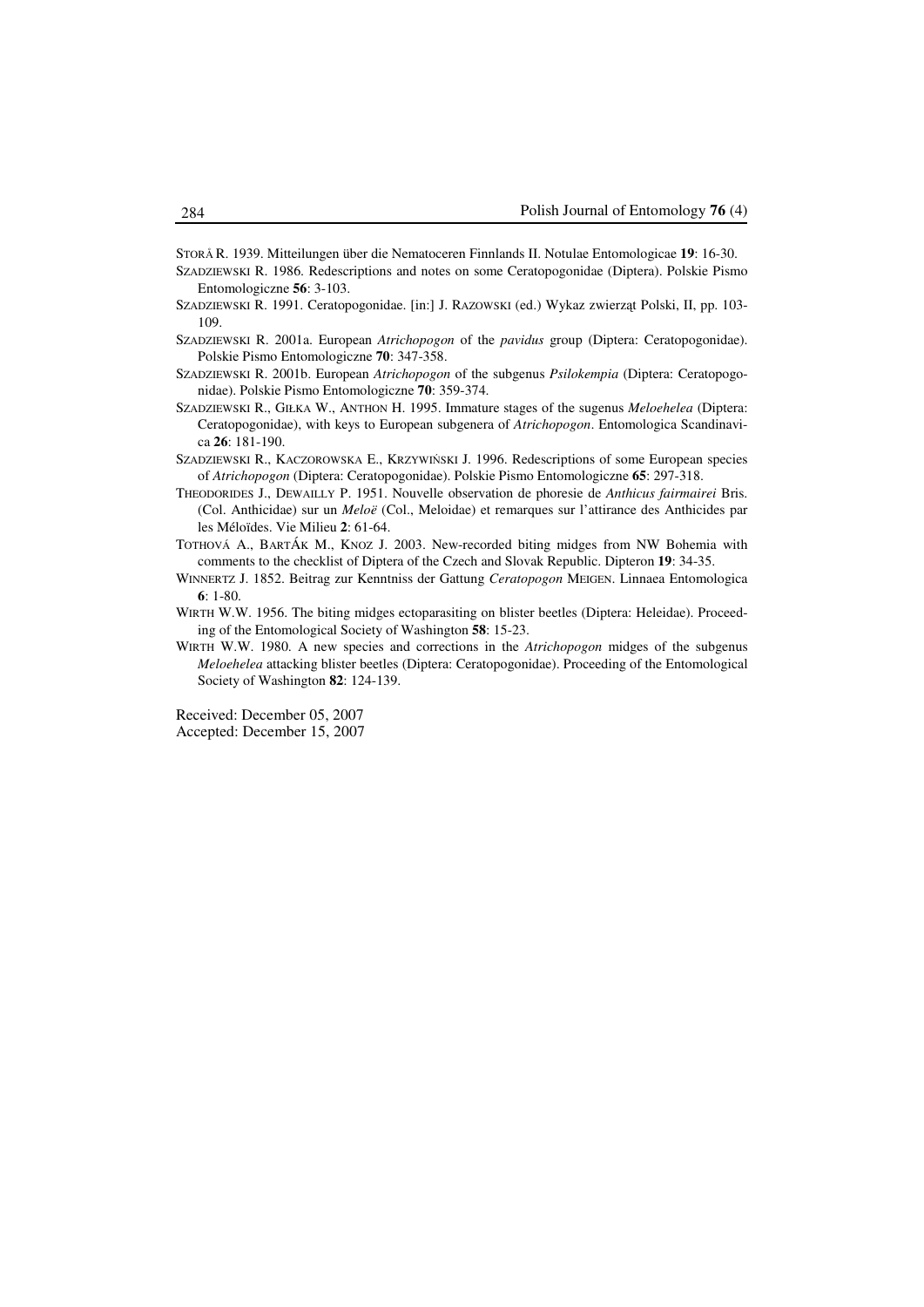STORÅ R. 1939. Mitteilungen über die Nematoceren Finnlands II. Notulae Entomologicae **19**: 16-30.

SZADZIEWSKI R. 1986. Redescriptions and notes on some Ceratopogonidae (Diptera). Polskie Pismo Entomologiczne **56**: 3-103.

SZADZIEWSKI R. 1991. Ceratopogonidae. [in:] J. RAZOWSKI (ed.) Wykaz zwierząt Polski, II, pp. 103-109.

SZADZIEWSKI R. 2001a. European *Atrichopogon* of the *pavidus* group (Diptera: Ceratopogonidae). Polskie Pismo Entomologiczne **70**: 347-358.

SZADZIEWSKI R. 2001b. European *Atrichopogon* of the subgenus *Psilokempia* (Diptera: Ceratopogonidae). Polskie Pismo Entomologiczne **70**: 359-374.

SZADZIEWSKI R., GIŁKA W., ANTHON H. 1995. Immature stages of the sugenus *Meloehelea* (Diptera: Ceratopogonidae), with keys to European subgenera of *Atrichopogon*. Entomologica Scandinavica **26**: 181-190.

SZADZIEWSKI R., KACZOROWSKA E., KRZYWIŃSKI J. 1996. Redescriptions of some European species of *Atrichopogon* (Diptera: Ceratopogonidae). Polskie Pismo Entomologiczne **65**: 297-318.

THEODORIDES J., DEWAILLY P. 1951. Nouvelle observation de phoresie de *Anthicus fairmairei* Bris. (Col. Anthicidae) sur un *Meloë* (Col., Meloidae) et remarques sur l'attirance des Anthicides par les Méloïdes. Vie Milieu **2**: 61-64.

TOTHOVÁ A., BARTÁK M., KNOZ J. 2003. New-recorded biting midges from NW Bohemia with comments to the checklist of Diptera of the Czech and Slovak Republic. Dipteron **19**: 34-35.

WINNERTZ J. 1852. Beitrag zur Kenntniss der Gattung *Ceratopogon* MEIGEN. Linnaea Entomologica **6**: 1-80.

WIRTH W.W. 1956. The biting midges ectoparasiting on blister beetles (Diptera: Heleidae). Proceeding of the Entomological Society of Washington **58**: 15-23.

WIRTH W.W. 1980. A new species and corrections in the *Atrichopogon* midges of the subgenus *Meloehelea* attacking blister beetles (Diptera: Ceratopogonidae). Proceeding of the Entomological Society of Washington **82**: 124-139.

Received: December 05, 2007
Accepted: December 15, 2007